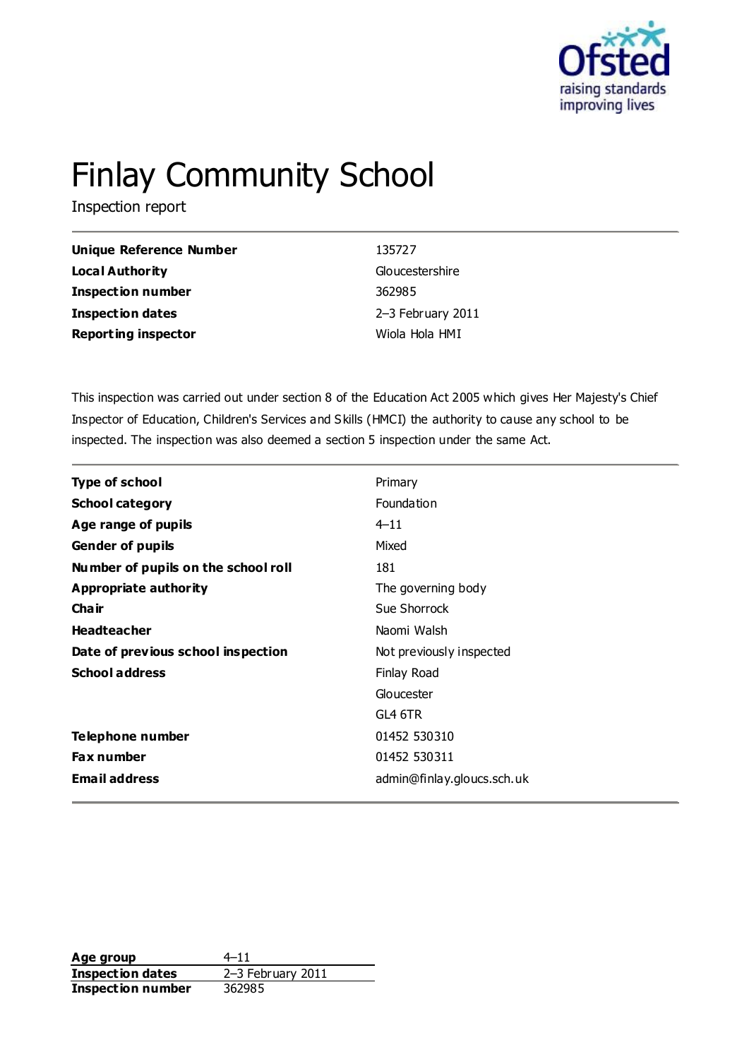# Finlay Community School

Inspection report

| | |
|---|---|
| **Unique Reference Number** | 135727 |
| **Local Authority** | Gloucestershire |
| **Inspection number** | 362985 |
| **Inspection dates** | 2–3 February 2011 |
| **Reporting inspector** | Wiola Hola HMI |

This inspection was carried out under section 8 of the Education Act 2005 which gives Her Majesty's Chief Inspector of Education, Children's Services and Skills (HMCI) the authority to cause any school to be inspected. The inspection was also deemed a section 5 inspection under the same Act.

| | |
|---|---|
| **Type of school** | Primary |
| **School category** | Foundation |
| **Age range of pupils** | 4–11 |
| **Gender of pupils** | Mixed |
| **Number of pupils on the school roll** | 181 |
| **Appropriate authority** | The governing body |
| **Chair** | Sue Shorrock |
| **Headteacher** | Naomi Walsh |
| **Date of previous school inspection** | Not previously inspected |
| **School address** | Finlay Road<br>Gloucester<br>GL4 6TR |
| **Telephone number** | 01452 530310 |
| **Fax number** | 01452 530311 |
| **Email address** | admin@finlay.gloucs.sch.uk |

| | |
|---|---|
| **Age group** | 4–11 |
| **Inspection dates** | 2–3 February 2011 |
| **Inspection number** | 362985 |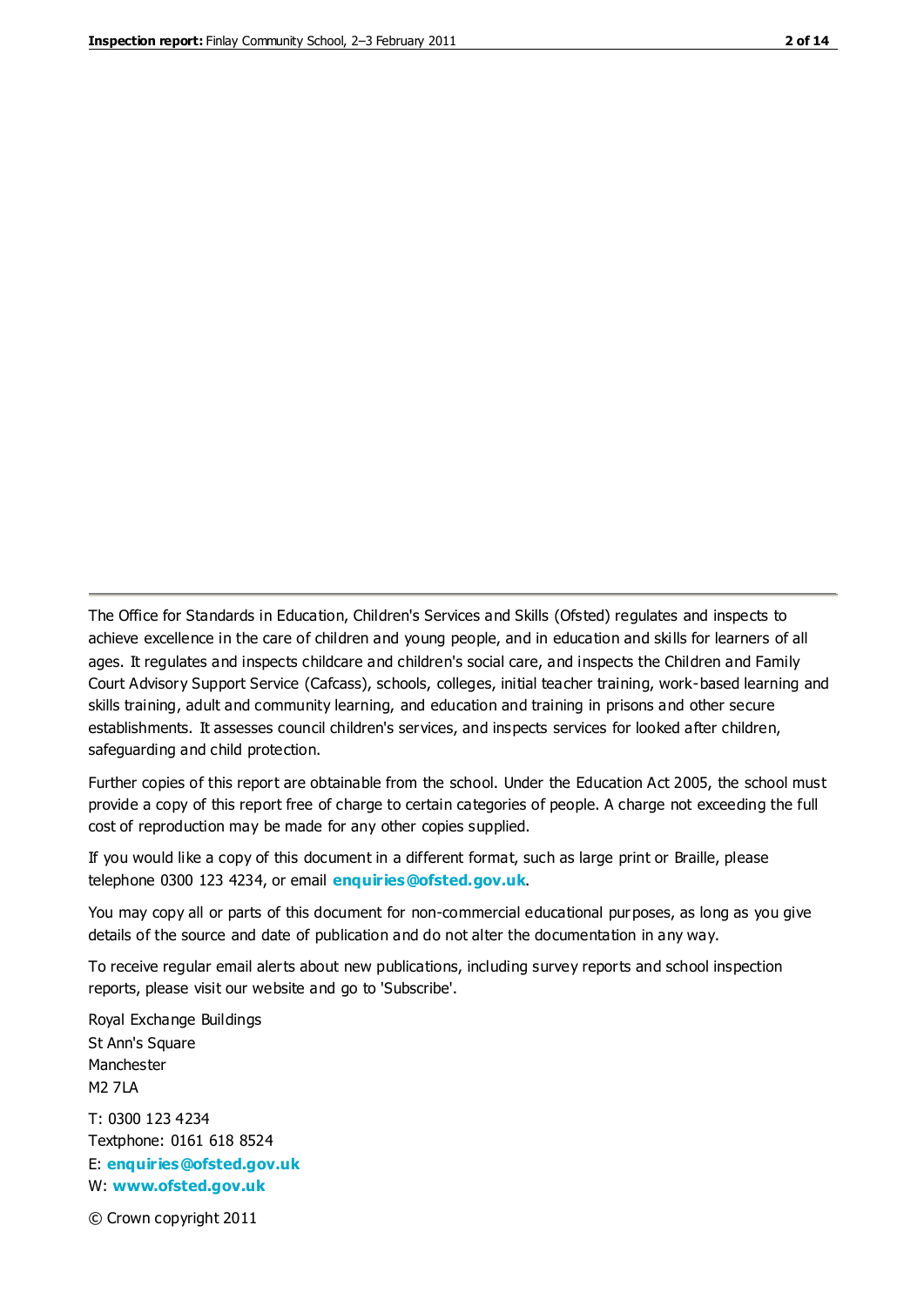The Office for Standards in Education, Children's Services and Skills (Ofsted) regulates and inspects to achieve excellence in the care of children and young people, and in education and skills for learners of all ages. It regulates and inspects childcare and children's social care, and inspects the Children and Family Court Advisory Support Service (Cafcass), schools, colleges, initial teacher training, work-based learning and skills training, adult and community learning, and education and training in prisons and other secure establishments. It assesses council children's services, and inspects services for looked after children, safeguarding and child protection.

Further copies of this report are obtainable from the school. Under the Education Act 2005, the school must provide a copy of this report free of charge to certain categories of people. A charge not exceeding the full cost of reproduction may be made for any other copies supplied.

If you would like a copy of this document in a different format, such as large print or Braille, please telephone 0300 123 4234, or email **enquiries@ofsted.gov.uk**.

You may copy all or parts of this document for non-commercial educational purposes, as long as you give details of the source and date of publication and do not alter the documentation in any way.

To receive regular email alerts about new publications, including survey reports and school inspection reports, please visit our website and go to 'Subscribe'.

Royal Exchange Buildings
St Ann's Square
Manchester
M2 7LA

T: 0300 123 4234
Textphone: 0161 618 8524
E: **enquiries@ofsted.gov.uk**
W: **www.ofsted.gov.uk**

© Crown copyright 2011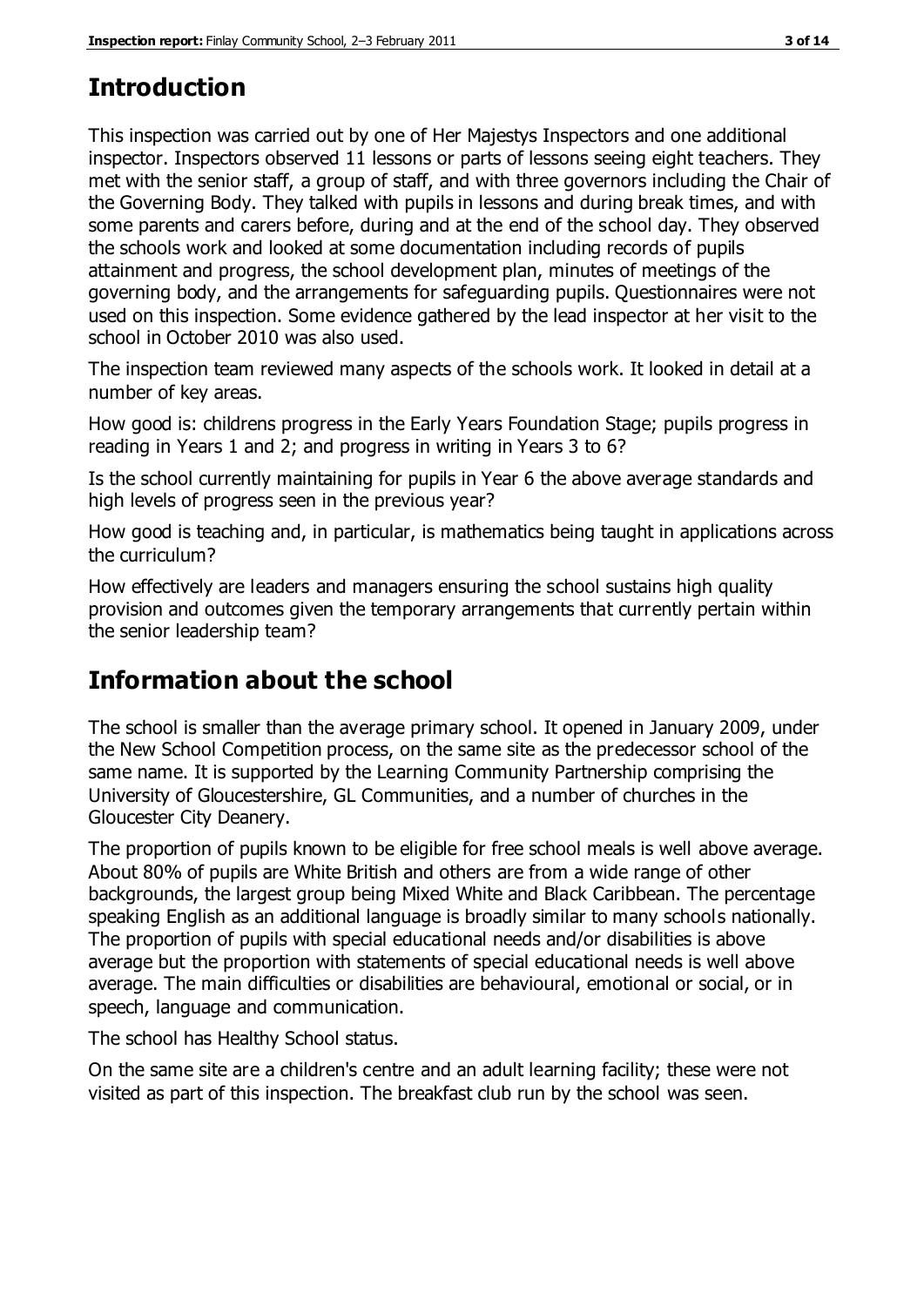# Introduction

This inspection was carried out by one of Her Majestys Inspectors and one additional inspector. Inspectors observed 11 lessons or parts of lessons seeing eight teachers. They met with the senior staff, a group of staff, and with three governors including the Chair of the Governing Body. They talked with pupils in lessons and during break times, and with some parents and carers before, during and at the end of the school day. They observed the schools work and looked at some documentation including records of pupils attainment and progress, the school development plan, minutes of meetings of the governing body, and the arrangements for safeguarding pupils. Questionnaires were not used on this inspection. Some evidence gathered by the lead inspector at her visit to the school in October 2010 was also used.

The inspection team reviewed many aspects of the schools work. It looked in detail at a number of key areas.

How good is: childrens progress in the Early Years Foundation Stage; pupils progress in reading in Years 1 and 2; and progress in writing in Years 3 to 6?

Is the school currently maintaining for pupils in Year 6 the above average standards and high levels of progress seen in the previous year?

How good is teaching and, in particular, is mathematics being taught in applications across the curriculum?

How effectively are leaders and managers ensuring the school sustains high quality provision and outcomes given the temporary arrangements that currently pertain within the senior leadership team?

# Information about the school

The school is smaller than the average primary school. It opened in January 2009, under the New School Competition process, on the same site as the predecessor school of the same name. It is supported by the Learning Community Partnership comprising the University of Gloucestershire, GL Communities, and a number of churches in the Gloucester City Deanery.

The proportion of pupils known to be eligible for free school meals is well above average. About 80% of pupils are White British and others are from a wide range of other backgrounds, the largest group being Mixed White and Black Caribbean. The percentage speaking English as an additional language is broadly similar to many schools nationally. The proportion of pupils with special educational needs and/or disabilities is above average but the proportion with statements of special educational needs is well above average. The main difficulties or disabilities are behavioural, emotional or social, or in speech, language and communication.

The school has Healthy School status.

On the same site are a children's centre and an adult learning facility; these were not visited as part of this inspection. The breakfast club run by the school was seen.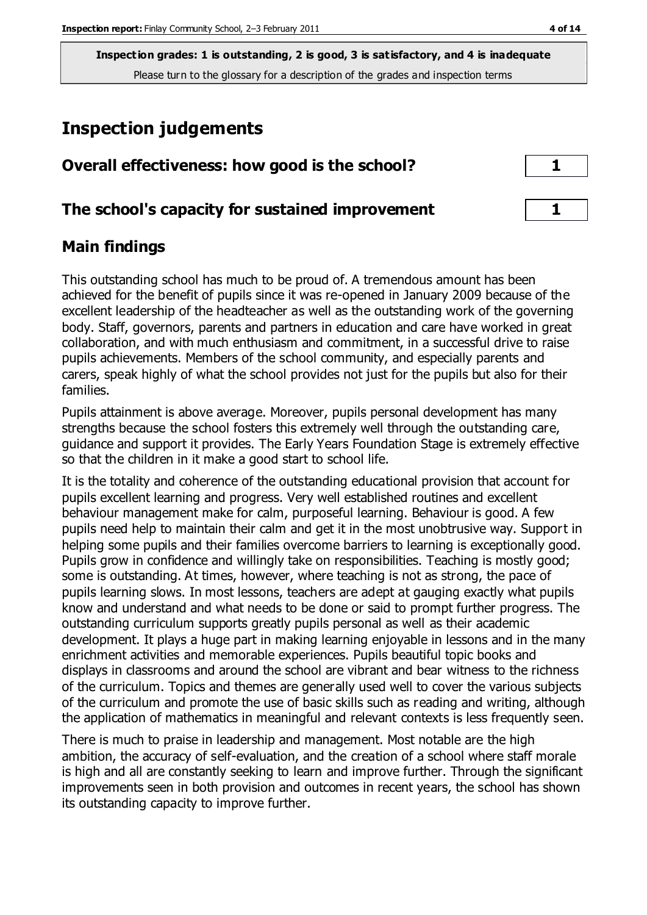**Inspection grades: 1 is outstanding, 2 is good, 3 is satisfactory, and 4 is inadequate**
Please turn to the glossary for a description of the grades and inspection terms

## Inspection judgements

| | |
|---|---|
| **Overall effectiveness: how good is the school?** | **1** |
| **The school's capacity for sustained improvement** | **1** |

## Main findings

This outstanding school has much to be proud of. A tremendous amount has been achieved for the benefit of pupils since it was re-opened in January 2009 because of the excellent leadership of the headteacher as well as the outstanding work of the governing body. Staff, governors, parents and partners in education and care have worked in great collaboration, and with much enthusiasm and commitment, in a successful drive to raise pupils achievements. Members of the school community, and especially parents and carers, speak highly of what the school provides not just for the pupils but also for their families.

Pupils attainment is above average. Moreover, pupils personal development has many strengths because the school fosters this extremely well through the outstanding care, guidance and support it provides. The Early Years Foundation Stage is extremely effective so that the children in it make a good start to school life.

It is the totality and coherence of the outstanding educational provision that account for pupils excellent learning and progress. Very well established routines and excellent behaviour management make for calm, purposeful learning. Behaviour is good. A few pupils need help to maintain their calm and get it in the most unobtrusive way. Support in helping some pupils and their families overcome barriers to learning is exceptionally good. Pupils grow in confidence and willingly take on responsibilities. Teaching is mostly good; some is outstanding. At times, however, where teaching is not as strong, the pace of pupils learning slows. In most lessons, teachers are adept at gauging exactly what pupils know and understand and what needs to be done or said to prompt further progress. The outstanding curriculum supports greatly pupils personal as well as their academic development. It plays a huge part in making learning enjoyable in lessons and in the many enrichment activities and memorable experiences. Pupils beautiful topic books and displays in classrooms and around the school are vibrant and bear witness to the richness of the curriculum. Topics and themes are generally used well to cover the various subjects of the curriculum and promote the use of basic skills such as reading and writing, although the application of mathematics in meaningful and relevant contexts is less frequently seen.

There is much to praise in leadership and management. Most notable are the high ambition, the accuracy of self-evaluation, and the creation of a school where staff morale is high and all are constantly seeking to learn and improve further. Through the significant improvements seen in both provision and outcomes in recent years, the school has shown its outstanding capacity to improve further.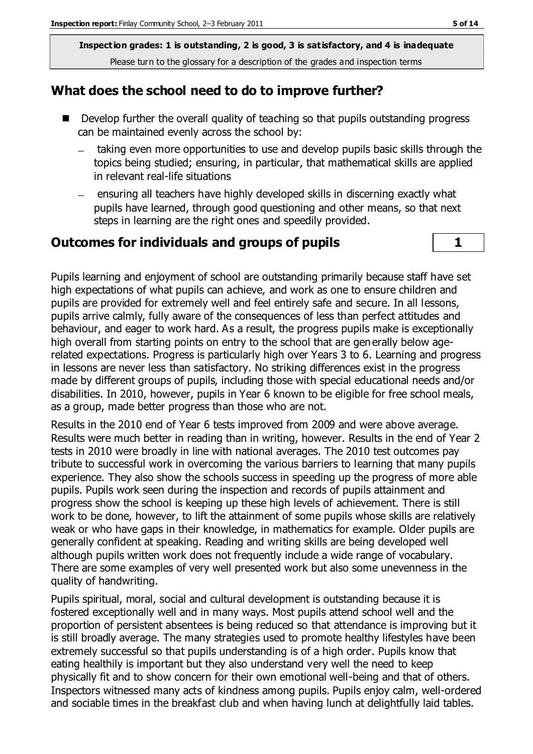**Inspection grades: 1 is outstanding, 2 is good, 3 is satisfactory, and 4 is inadequate**
Please turn to the glossary for a description of the grades and inspection terms

## What does the school need to do to improve further?

- Develop further the overall quality of teaching so that pupils outstanding progress can be maintained evenly across the school by:
  - taking even more opportunities to use and develop pupils basic skills through the topics being studied; ensuring, in particular, that mathematical skills are applied in relevant real-life situations
  - ensuring all teachers have highly developed skills in discerning exactly what pupils have learned, through good questioning and other means, so that next steps in learning are the right ones and speedily provided.

## Outcomes for individuals and groups of pupils — 1

Pupils learning and enjoyment of school are outstanding primarily because staff have set high expectations of what pupils can achieve, and work as one to ensure children and pupils are provided for extremely well and feel entirely safe and secure. In all lessons, pupils arrive calmly, fully aware of the consequences of less than perfect attitudes and behaviour, and eager to work hard. As a result, the progress pupils make is exceptionally high overall from starting points on entry to the school that are generally below age-related expectations. Progress is particularly high over Years 3 to 6. Learning and progress in lessons are never less than satisfactory. No striking differences exist in the progress made by different groups of pupils, including those with special educational needs and/or disabilities. In 2010, however, pupils in Year 6 known to be eligible for free school meals, as a group, made better progress than those who are not.

Results in the 2010 end of Year 6 tests improved from 2009 and were above average. Results were much better in reading than in writing, however. Results in the end of Year 2 tests in 2010 were broadly in line with national averages. The 2010 test outcomes pay tribute to successful work in overcoming the various barriers to learning that many pupils experience. They also show the schools success in speeding up the progress of more able pupils. Pupils work seen during the inspection and records of pupils attainment and progress show the school is keeping up these high levels of achievement. There is still work to be done, however, to lift the attainment of some pupils whose skills are relatively weak or who have gaps in their knowledge, in mathematics for example. Older pupils are generally confident at speaking. Reading and writing skills are being developed well although pupils written work does not frequently include a wide range of vocabulary. There are some examples of very well presented work but also some unevenness in the quality of handwriting.

Pupils spiritual, moral, social and cultural development is outstanding because it is fostered exceptionally well and in many ways. Most pupils attend school well and the proportion of persistent absentees is being reduced so that attendance is improving but it is still broadly average. The many strategies used to promote healthy lifestyles have been extremely successful so that pupils understanding is of a high order. Pupils know that eating healthily is important but they also understand very well the need to keep physically fit and to show concern for their own emotional well-being and that of others. Inspectors witnessed many acts of kindness among pupils. Pupils enjoy calm, well-ordered and sociable times in the breakfast club and when having lunch at delightfully laid tables.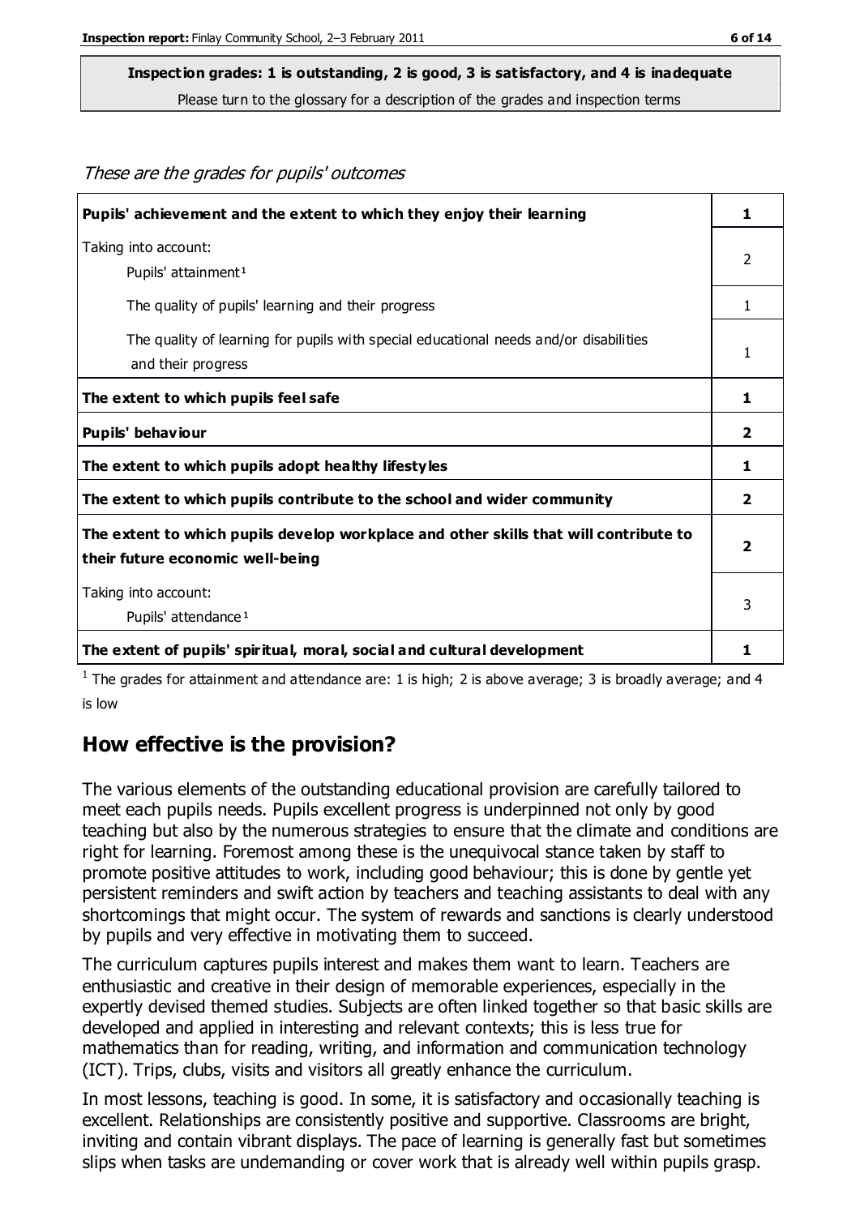**Inspection grades: 1 is outstanding, 2 is good, 3 is satisfactory, and 4 is inadequate**

Please turn to the glossary for a description of the grades and inspection terms

*These are the grades for pupils' outcomes*

| | |
|---|---|
| **Pupils' achievement and the extent to which they enjoy their learning** | **1** |
| Taking into account: Pupils' attainment[1] | 2 |
| The quality of pupils' learning and their progress | 1 |
| The quality of learning for pupils with special educational needs and/or disabilities and their progress | 1 |
| **The extent to which pupils feel safe** | **1** |
| **Pupils' behaviour** | **2** |
| **The extent to which pupils adopt healthy lifestyles** | **1** |
| **The extent to which pupils contribute to the school and wider community** | **2** |
| **The extent to which pupils develop workplace and other skills that will contribute to their future economic well-being** | **2** |
| Taking into account: Pupils' attendance[1] | 3 |
| **The extent of pupils' spiritual, moral, social and cultural development** | **1** |

[1] The grades for attainment and attendance are: 1 is high; 2 is above average; 3 is broadly average; and 4 is low

## How effective is the provision?

The various elements of the outstanding educational provision are carefully tailored to meet each pupils needs. Pupils excellent progress is underpinned not only by good teaching but also by the numerous strategies to ensure that the climate and conditions are right for learning. Foremost among these is the unequivocal stance taken by staff to promote positive attitudes to work, including good behaviour; this is done by gentle yet persistent reminders and swift action by teachers and teaching assistants to deal with any shortcomings that might occur. The system of rewards and sanctions is clearly understood by pupils and very effective in motivating them to succeed.

The curriculum captures pupils interest and makes them want to learn. Teachers are enthusiastic and creative in their design of memorable experiences, especially in the expertly devised themed studies. Subjects are often linked together so that basic skills are developed and applied in interesting and relevant contexts; this is less true for mathematics than for reading, writing, and information and communication technology (ICT). Trips, clubs, visits and visitors all greatly enhance the curriculum.

In most lessons, teaching is good. In some, it is satisfactory and occasionally teaching is excellent. Relationships are consistently positive and supportive. Classrooms are bright, inviting and contain vibrant displays. The pace of learning is generally fast but sometimes slips when tasks are undemanding or cover work that is already well within pupils grasp.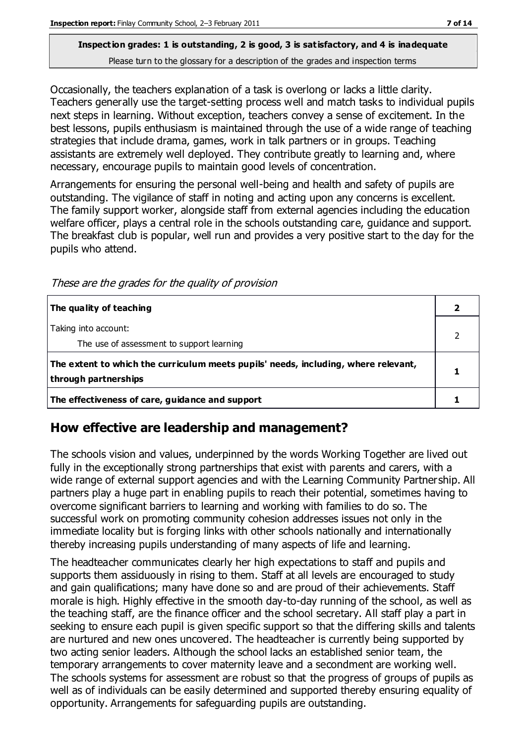**Inspection grades: 1 is outstanding, 2 is good, 3 is satisfactory, and 4 is inadequate**
Please turn to the glossary for a description of the grades and inspection terms

Occasionally, the teachers explanation of a task is overlong or lacks a little clarity. Teachers generally use the target-setting process well and match tasks to individual pupils next steps in learning. Without exception, teachers convey a sense of excitement. In the best lessons, pupils enthusiasm is maintained through the use of a wide range of teaching strategies that include drama, games, work in talk partners or in groups. Teaching assistants are extremely well deployed. They contribute greatly to learning and, where necessary, encourage pupils to maintain good levels of concentration.

Arrangements for ensuring the personal well-being and health and safety of pupils are outstanding. The vigilance of staff in noting and acting upon any concerns is excellent. The family support worker, alongside staff from external agencies including the education welfare officer, plays a central role in the schools outstanding care, guidance and support. The breakfast club is popular, well run and provides a very positive start to the day for the pupils who attend.

*These are the grades for the quality of provision*

| | |
|---|---|
| **The quality of teaching** | **2** |
| Taking into account:<br>The use of assessment to support learning | 2 |
| **The extent to which the curriculum meets pupils' needs, including, where relevant, through partnerships** | **1** |
| **The effectiveness of care, guidance and support** | **1** |

## How effective are leadership and management?

The schools vision and values, underpinned by the words Working Together are lived out fully in the exceptionally strong partnerships that exist with parents and carers, with a wide range of external support agencies and with the Learning Community Partnership. All partners play a huge part in enabling pupils to reach their potential, sometimes having to overcome significant barriers to learning and working with families to do so. The successful work on promoting community cohesion addresses issues not only in the immediate locality but is forging links with other schools nationally and internationally thereby increasing pupils understanding of many aspects of life and learning.

The headteacher communicates clearly her high expectations to staff and pupils and supports them assiduously in rising to them. Staff at all levels are encouraged to study and gain qualifications; many have done so and are proud of their achievements. Staff morale is high. Highly effective in the smooth day-to-day running of the school, as well as the teaching staff, are the finance officer and the school secretary. All staff play a part in seeking to ensure each pupil is given specific support so that the differing skills and talents are nurtured and new ones uncovered. The headteacher is currently being supported by two acting senior leaders. Although the school lacks an established senior team, the temporary arrangements to cover maternity leave and a secondment are working well. The schools systems for assessment are robust so that the progress of groups of pupils as well as of individuals can be easily determined and supported thereby ensuring equality of opportunity. Arrangements for safeguarding pupils are outstanding.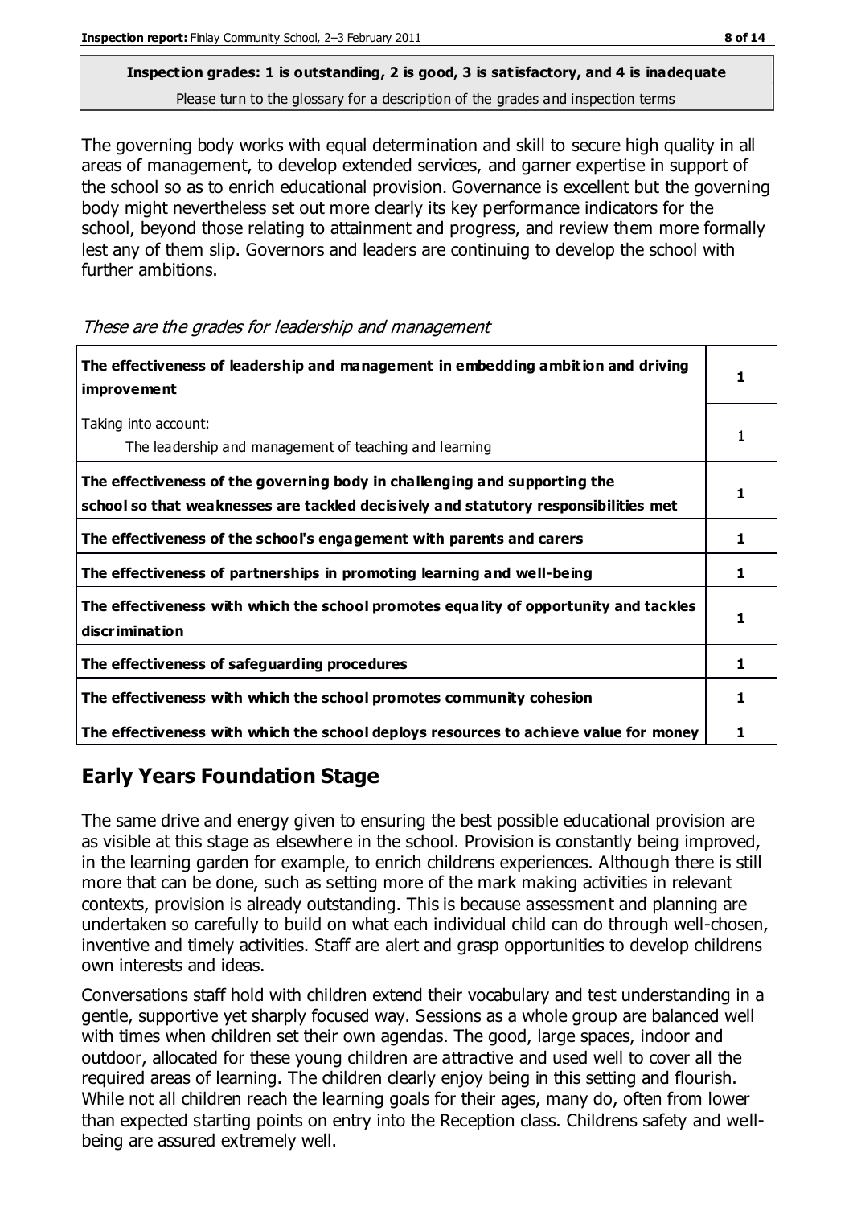**Inspection grades: 1 is outstanding, 2 is good, 3 is satisfactory, and 4 is inadequate**
Please turn to the glossary for a description of the grades and inspection terms

The governing body works with equal determination and skill to secure high quality in all areas of management, to develop extended services, and garner expertise in support of the school so as to enrich educational provision. Governance is excellent but the governing body might nevertheless set out more clearly its key performance indicators for the school, beyond those relating to attainment and progress, and review them more formally lest any of them slip. Governors and leaders are continuing to develop the school with further ambitions.

*These are the grades for leadership and management*

| | |
|---|---|
| **The effectiveness of leadership and management in embedding ambition and driving improvement** | **1** |
| Taking into account: The leadership and management of teaching and learning | 1 |
| **The effectiveness of the governing body in challenging and supporting the school so that weaknesses are tackled decisively and statutory responsibilities met** | **1** |
| **The effectiveness of the school's engagement with parents and carers** | **1** |
| **The effectiveness of partnerships in promoting learning and well-being** | **1** |
| **The effectiveness with which the school promotes equality of opportunity and tackles discrimination** | **1** |
| **The effectiveness of safeguarding procedures** | **1** |
| **The effectiveness with which the school promotes community cohesion** | **1** |
| **The effectiveness with which the school deploys resources to achieve value for money** | **1** |

## Early Years Foundation Stage

The same drive and energy given to ensuring the best possible educational provision are as visible at this stage as elsewhere in the school. Provision is constantly being improved, in the learning garden for example, to enrich childrens experiences. Although there is still more that can be done, such as setting more of the mark making activities in relevant contexts, provision is already outstanding. This is because assessment and planning are undertaken so carefully to build on what each individual child can do through well-chosen, inventive and timely activities. Staff are alert and grasp opportunities to develop childrens own interests and ideas.

Conversations staff hold with children extend their vocabulary and test understanding in a gentle, supportive yet sharply focused way. Sessions as a whole group are balanced well with times when children set their own agendas. The good, large spaces, indoor and outdoor, allocated for these young children are attractive and used well to cover all the required areas of learning. The children clearly enjoy being in this setting and flourish. While not all children reach the learning goals for their ages, many do, often from lower than expected starting points on entry into the Reception class. Childrens safety and well-being are assured extremely well.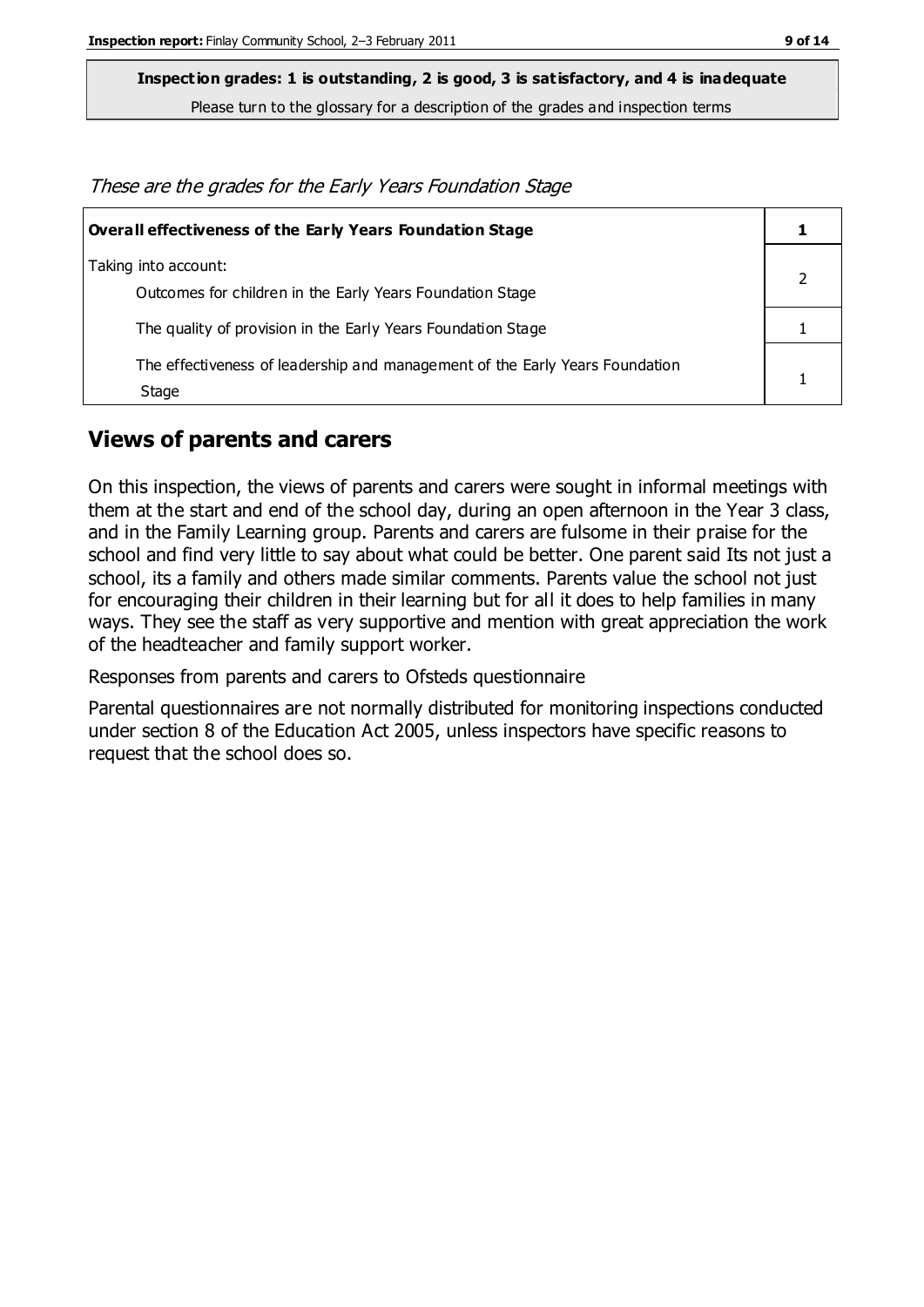**Inspection grades: 1 is outstanding, 2 is good, 3 is satisfactory, and 4 is inadequate**

Please turn to the glossary for a description of the grades and inspection terms

*These are the grades for the Early Years Foundation Stage*

| **Overall effectiveness of the Early Years Foundation Stage** | **1** |
|---|---|
| Taking into account:<br>Outcomes for children in the Early Years Foundation Stage | 2 |
| The quality of provision in the Early Years Foundation Stage | 1 |
| The effectiveness of leadership and management of the Early Years Foundation Stage | 1 |

## Views of parents and carers

On this inspection, the views of parents and carers were sought in informal meetings with them at the start and end of the school day, during an open afternoon in the Year 3 class, and in the Family Learning group. Parents and carers are fulsome in their praise for the school and find very little to say about what could be better. One parent said Its not just a school, its a family and others made similar comments. Parents value the school not just for encouraging their children in their learning but for all it does to help families in many ways. They see the staff as very supportive and mention with great appreciation the work of the headteacher and family support worker.

Responses from parents and carers to Ofsteds questionnaire

Parental questionnaires are not normally distributed for monitoring inspections conducted under section 8 of the Education Act 2005, unless inspectors have specific reasons to request that the school does so.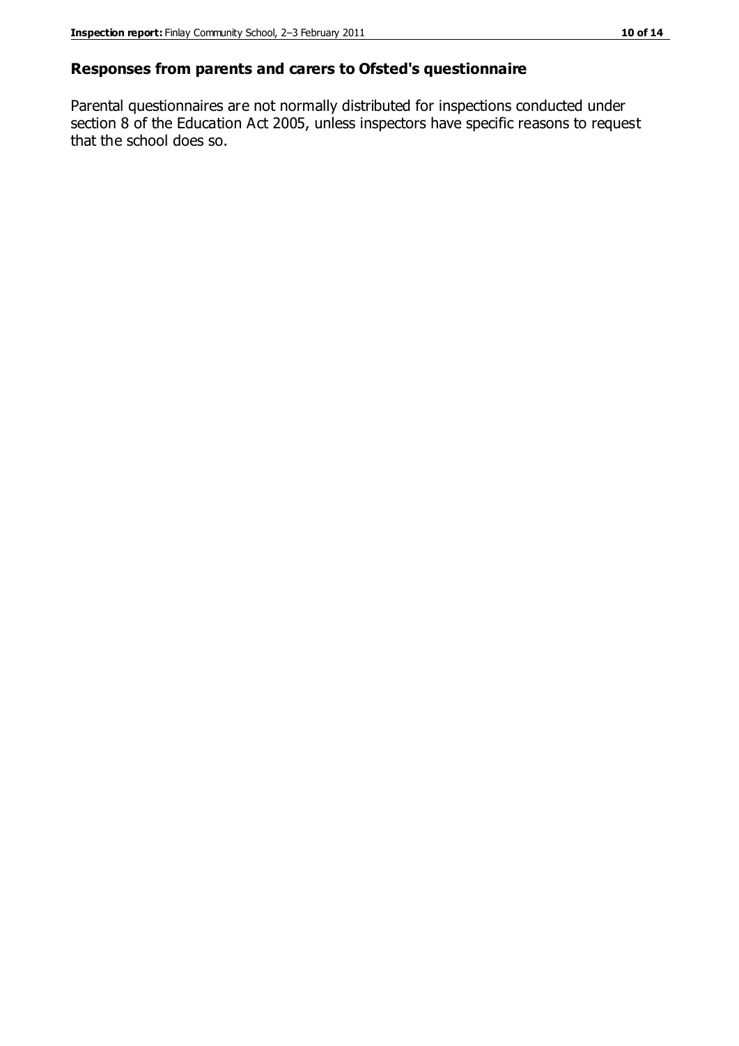## Responses from parents and carers to Ofsted's questionnaire

Parental questionnaires are not normally distributed for inspections conducted under section 8 of the Education Act 2005, unless inspectors have specific reasons to request that the school does so.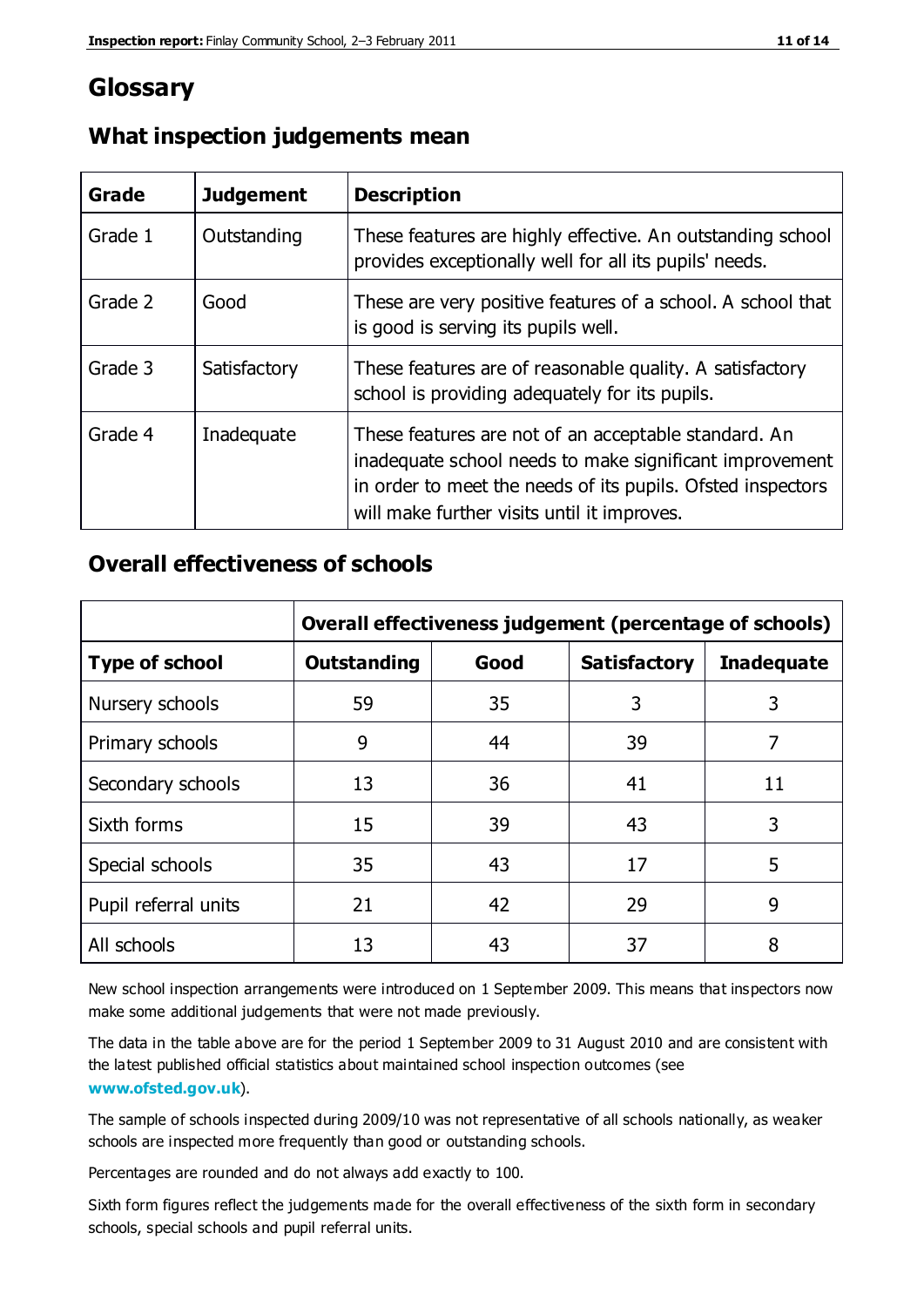# Glossary

## What inspection judgements mean

| Grade | Judgement | Description |
|---|---|---|
| Grade 1 | Outstanding | These features are highly effective. An outstanding school provides exceptionally well for all its pupils' needs. |
| Grade 2 | Good | These are very positive features of a school. A school that is good is serving its pupils well. |
| Grade 3 | Satisfactory | These features are of reasonable quality. A satisfactory school is providing adequately for its pupils. |
| Grade 4 | Inadequate | These features are not of an acceptable standard. An inadequate school needs to make significant improvement in order to meet the needs of its pupils. Ofsted inspectors will make further visits until it improves. |

## Overall effectiveness of schools

| | Overall effectiveness judgement (percentage of schools) | | | |
|---|---|---|---|---|
| **Type of school** | **Outstanding** | **Good** | **Satisfactory** | **Inadequate** |
| Nursery schools | 59 | 35 | 3 | 3 |
| Primary schools | 9 | 44 | 39 | 7 |
| Secondary schools | 13 | 36 | 41 | 11 |
| Sixth forms | 15 | 39 | 43 | 3 |
| Special schools | 35 | 43 | 17 | 5 |
| Pupil referral units | 21 | 42 | 29 | 9 |
| All schools | 13 | 43 | 37 | 8 |

New school inspection arrangements were introduced on 1 September 2009. This means that inspectors now make some additional judgements that were not made previously.

The data in the table above are for the period 1 September 2009 to 31 August 2010 and are consistent with the latest published official statistics about maintained school inspection outcomes (see **www.ofsted.gov.uk**).

The sample of schools inspected during 2009/10 was not representative of all schools nationally, as weaker schools are inspected more frequently than good or outstanding schools.

Percentages are rounded and do not always add exactly to 100.

Sixth form figures reflect the judgements made for the overall effectiveness of the sixth form in secondary schools, special schools and pupil referral units.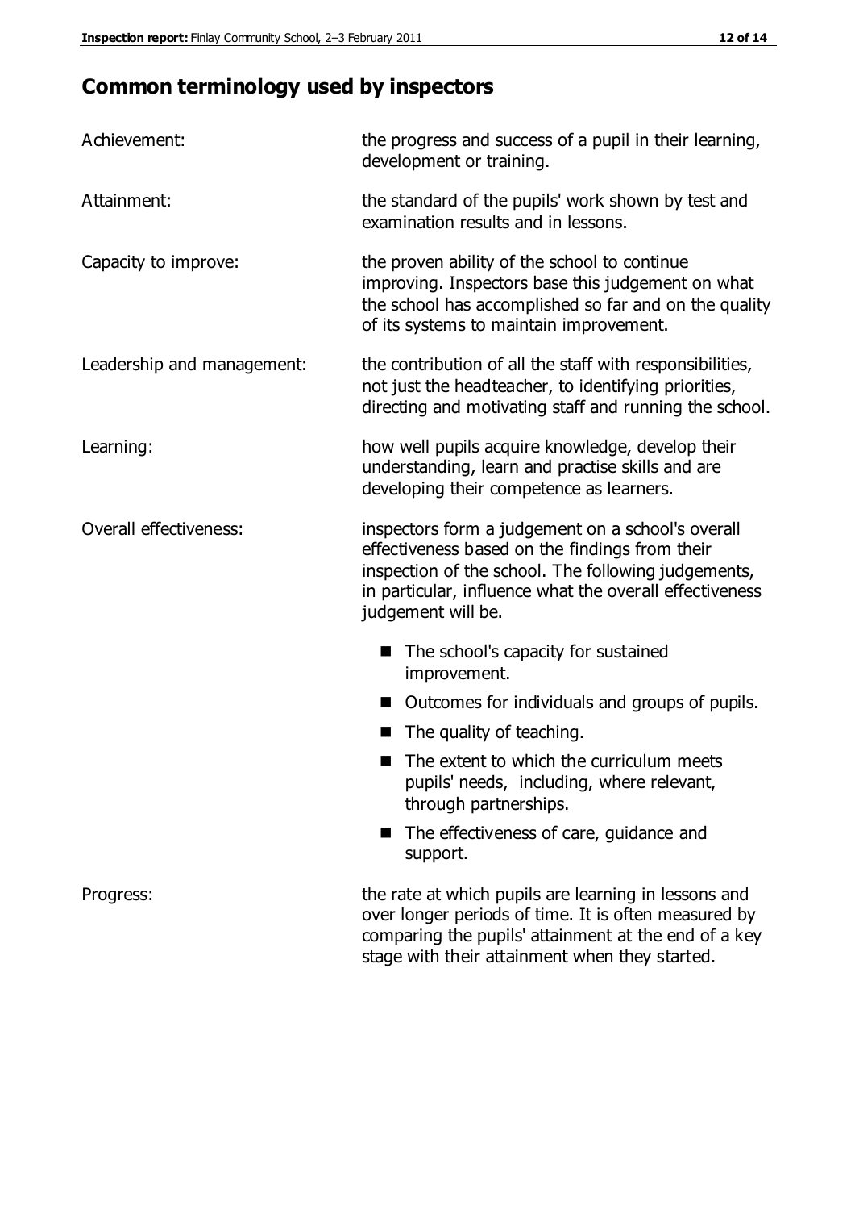## Common terminology used by inspectors

**Achievement:** the progress and success of a pupil in their learning, development or training.

**Attainment:** the standard of the pupils' work shown by test and examination results and in lessons.

**Capacity to improve:** the proven ability of the school to continue improving. Inspectors base this judgement on what the school has accomplished so far and on the quality of its systems to maintain improvement.

**Leadership and management:** the contribution of all the staff with responsibilities, not just the headteacher, to identifying priorities, directing and motivating staff and running the school.

**Learning:** how well pupils acquire knowledge, develop their understanding, learn and practise skills and are developing their competence as learners.

**Overall effectiveness:** inspectors form a judgement on a school's overall effectiveness based on the findings from their inspection of the school. The following judgements, in particular, influence what the overall effectiveness judgement will be.

- The school's capacity for sustained improvement.
- Outcomes for individuals and groups of pupils.
- The quality of teaching.
- The extent to which the curriculum meets pupils' needs, including, where relevant, through partnerships.
- The effectiveness of care, guidance and support.

**Progress:** the rate at which pupils are learning in lessons and over longer periods of time. It is often measured by comparing the pupils' attainment at the end of a key stage with their attainment when they started.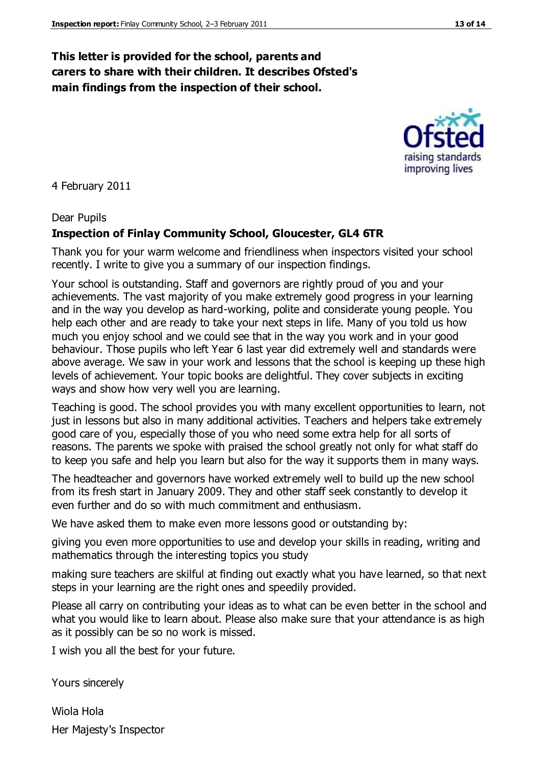**This letter is provided for the school, parents and carers to share with their children. It describes Ofsted's main findings from the inspection of their school.**

4 February 2011

Dear Pupils

**Inspection of Finlay Community School, Gloucester, GL4 6TR**

Thank you for your warm welcome and friendliness when inspectors visited your school recently. I write to give you a summary of our inspection findings.

Your school is outstanding. Staff and governors are rightly proud of you and your achievements. The vast majority of you make extremely good progress in your learning and in the way you develop as hard-working, polite and considerate young people. You help each other and are ready to take your next steps in life. Many of you told us how much you enjoy school and we could see that in the way you work and in your good behaviour. Those pupils who left Year 6 last year did extremely well and standards were above average. We saw in your work and lessons that the school is keeping up these high levels of achievement. Your topic books are delightful. They cover subjects in exciting ways and show how very well you are learning.

Teaching is good. The school provides you with many excellent opportunities to learn, not just in lessons but also in many additional activities. Teachers and helpers take extremely good care of you, especially those of you who need some extra help for all sorts of reasons. The parents we spoke with praised the school greatly not only for what staff do to keep you safe and help you learn but also for the way it supports them in many ways.

The headteacher and governors have worked extremely well to build up the new school from its fresh start in January 2009. They and other staff seek constantly to develop it even further and do so with much commitment and enthusiasm.

We have asked them to make even more lessons good or outstanding by:

giving you even more opportunities to use and develop your skills in reading, writing and mathematics through the interesting topics you study

making sure teachers are skilful at finding out exactly what you have learned, so that next steps in your learning are the right ones and speedily provided.

Please all carry on contributing your ideas as to what can be even better in the school and what you would like to learn about. Please also make sure that your attendance is as high as it possibly can be so no work is missed.

I wish you all the best for your future.

Yours sincerely

Wiola Hola

Her Majesty's Inspector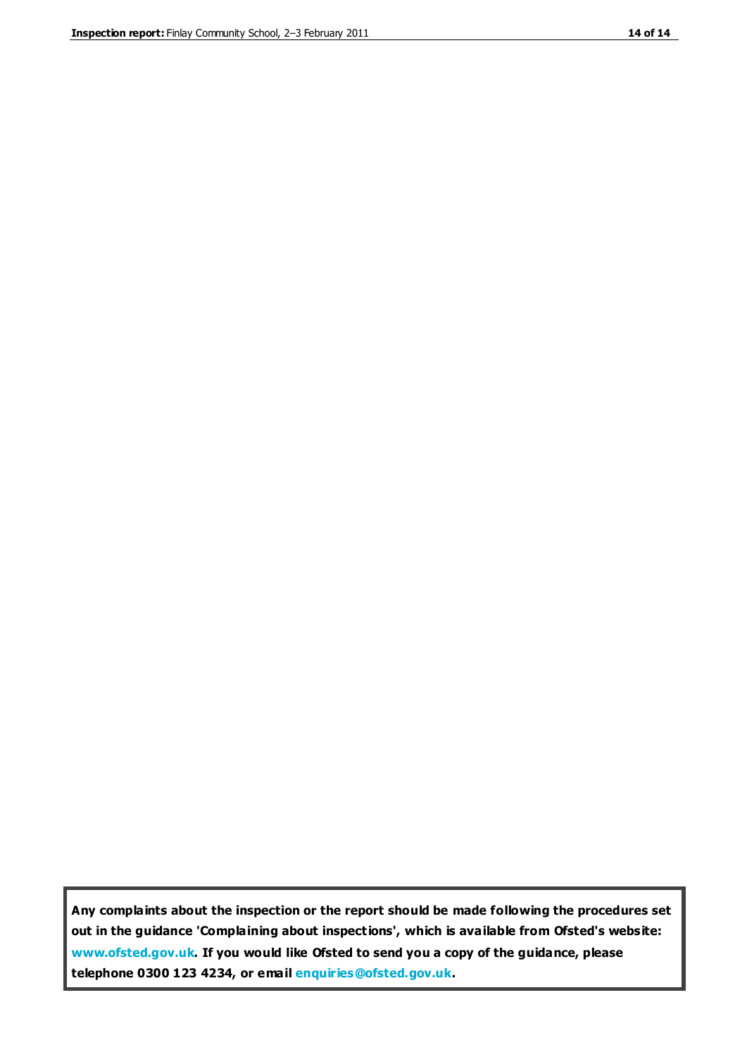**Any complaints about the inspection or the report should be made following the procedures set out in the guidance 'Complaining about inspections', which is available from Ofsted's website: www.ofsted.gov.uk. If you would like Ofsted to send you a copy of the guidance, please telephone 0300 123 4234, or email enquiries@ofsted.gov.uk.**